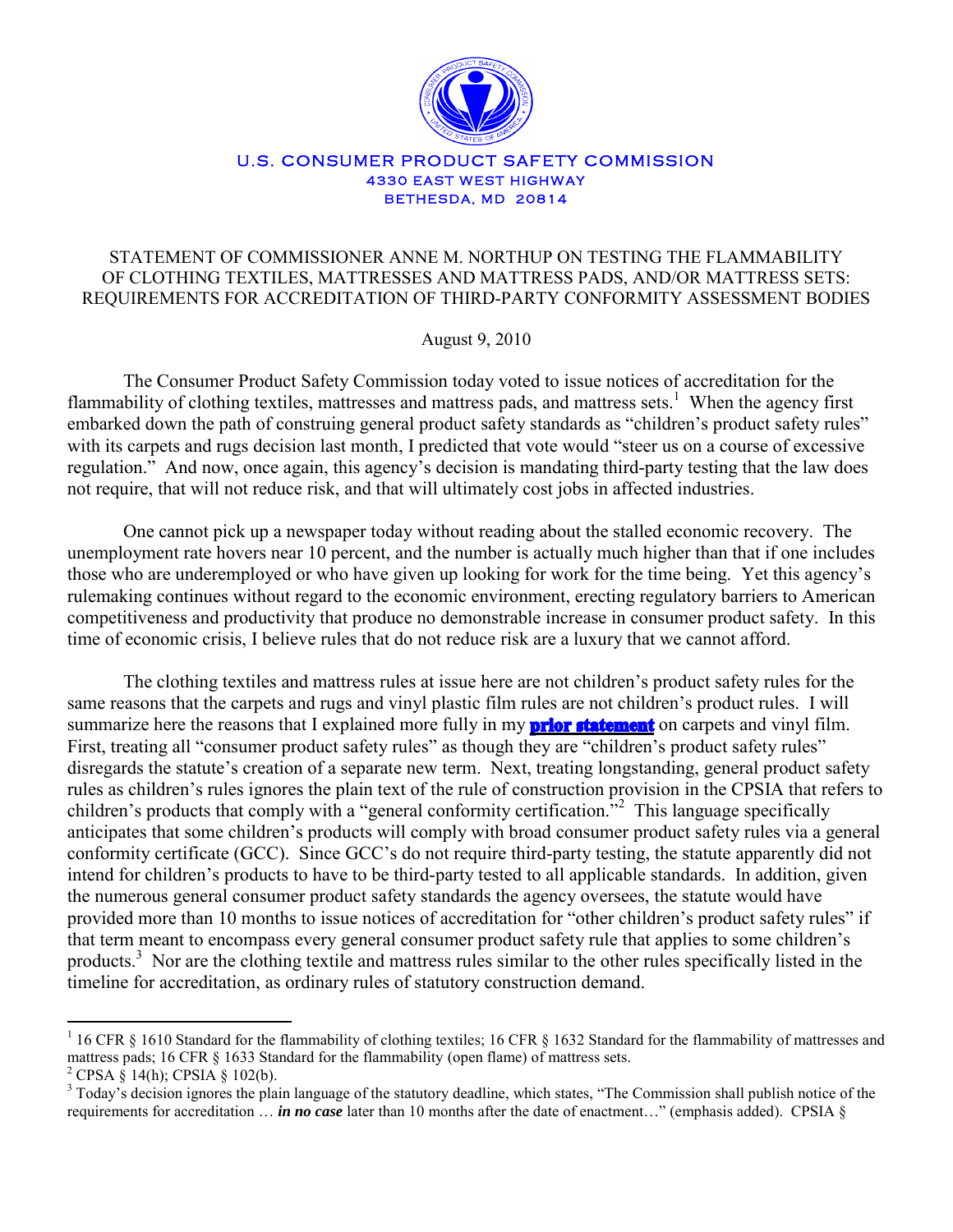U.S. CONSUMER PRODUCT SAFETY COMMISSION
4330 EAST WEST HIGHWAY
BETHESDA, MD 20814

# STATEMENT OF COMMISSIONER ANNE M. NORTHUP ON TESTING THE FLAMMABILITY OF CLOTHING TEXTILES, MATTRESSES AND MATTRESS PADS, AND/OR MATTRESS SETS: REQUIREMENTS FOR ACCREDITATION OF THIRD-PARTY CONFORMITY ASSESSMENT BODIES

August 9, 2010

The Consumer Product Safety Commission today voted to issue notices of accreditation for the flammability of clothing textiles, mattresses and mattress pads, and mattress sets.[1] When the agency first embarked down the path of construing general product safety standards as "children's product safety rules" with its carpets and rugs decision last month, I predicted that vote would "steer us on a course of excessive regulation." And now, once again, this agency's decision is mandating third-party testing that the law does not require, that will not reduce risk, and that will ultimately cost jobs in affected industries.

One cannot pick up a newspaper today without reading about the stalled economic recovery. The unemployment rate hovers near 10 percent, and the number is actually much higher than that if one includes those who are underemployed or who have given up looking for work for the time being. Yet this agency's rulemaking continues without regard to the economic environment, erecting regulatory barriers to American competitiveness and productivity that produce no demonstrable increase in consumer product safety. In this time of economic crisis, I believe rules that do not reduce risk are a luxury that we cannot afford.

The clothing textiles and mattress rules at issue here are not children's product safety rules for the same reasons that the carpets and rugs and vinyl plastic film rules are not children's product rules. I will summarize here the reasons that I explained more fully in my **prior statement** on carpets and vinyl film. First, treating all "consumer product safety rules" as though they are "children's product safety rules" disregards the statute's creation of a separate new term. Next, treating longstanding, general product safety rules as children's rules ignores the plain text of the rule of construction provision in the CPSIA that refers to children's products that comply with a "general conformity certification."[2] This language specifically anticipates that some children's products will comply with broad consumer product safety rules via a general conformity certificate (GCC). Since GCC's do not require third-party testing, the statute apparently did not intend for children's products to have to be third-party tested to all applicable standards. In addition, given the numerous general consumer product safety standards the agency oversees, the statute would have provided more than 10 months to issue notices of accreditation for "other children's product safety rules" if that term meant to encompass every general consumer product safety rule that applies to some children's products.[3] Nor are the clothing textile and mattress rules similar to the other rules specifically listed in the timeline for accreditation, as ordinary rules of statutory construction demand.

---

[1] 16 CFR § 1610 Standard for the flammability of clothing textiles; 16 CFR § 1632 Standard for the flammability of mattresses and mattress pads; 16 CFR § 1633 Standard for the flammability (open flame) of mattress sets.

[2] CPSA § 14(h); CPSIA § 102(b).

[3] Today's decision ignores the plain language of the statutory deadline, which states, "The Commission shall publish notice of the requirements for accreditation … ***in no case*** later than 10 months after the date of enactment…" (emphasis added). CPSIA §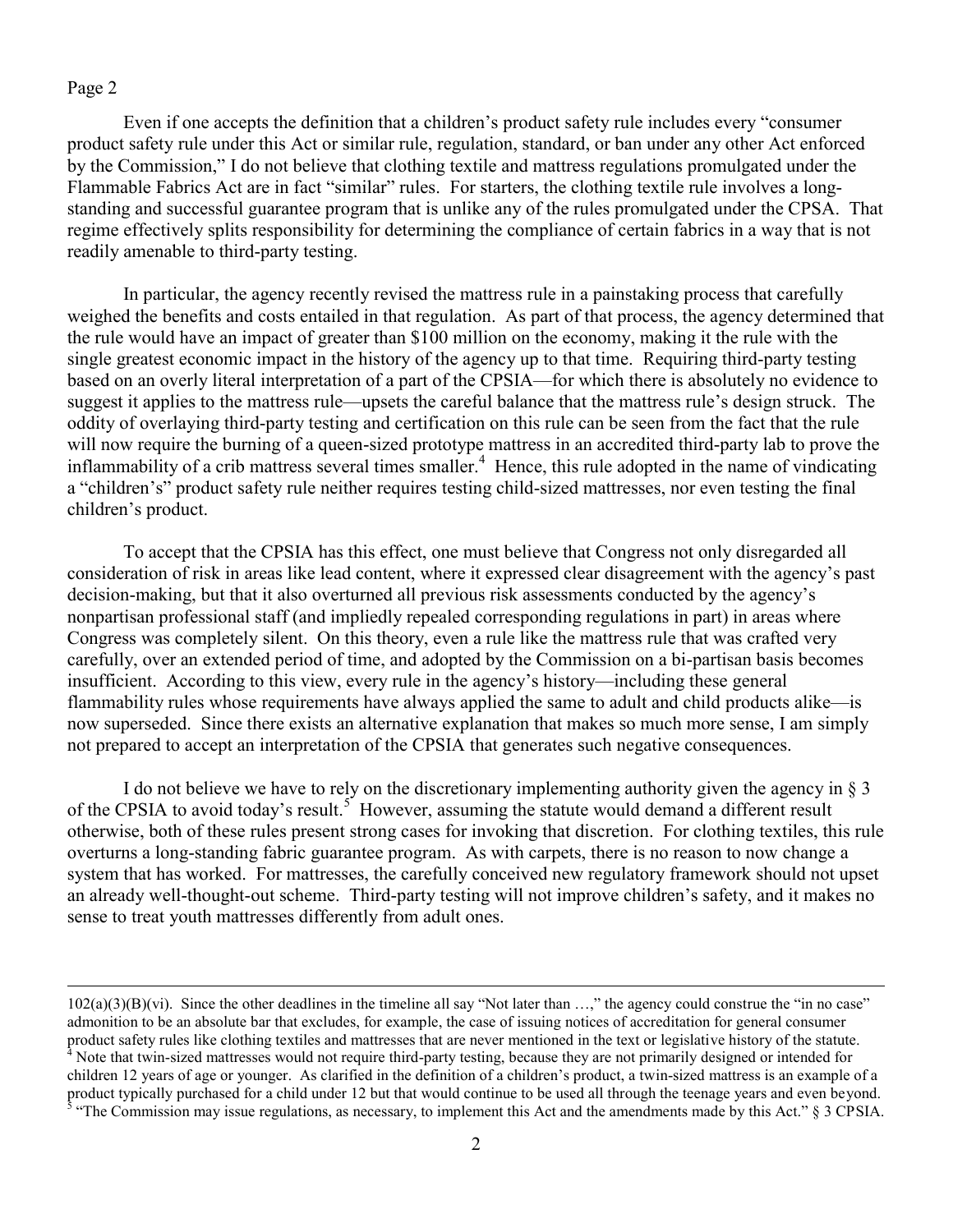Even if one accepts the definition that a children's product safety rule includes every "consumer product safety rule under this Act or similar rule, regulation, standard, or ban under any other Act enforced by the Commission," I do not believe that clothing textile and mattress regulations promulgated under the Flammable Fabrics Act are in fact "similar" rules. For starters, the clothing textile rule involves a long-standing and successful guarantee program that is unlike any of the rules promulgated under the CPSA. That regime effectively splits responsibility for determining the compliance of certain fabrics in a way that is not readily amenable to third-party testing.

In particular, the agency recently revised the mattress rule in a painstaking process that carefully weighed the benefits and costs entailed in that regulation. As part of that process, the agency determined that the rule would have an impact of greater than $100 million on the economy, making it the rule with the single greatest economic impact in the history of the agency up to that time. Requiring third-party testing based on an overly literal interpretation of a part of the CPSIA—for which there is absolutely no evidence to suggest it applies to the mattress rule—upsets the careful balance that the mattress rule's design struck. The oddity of overlaying third-party testing and certification on this rule can be seen from the fact that the rule will now require the burning of a queen-sized prototype mattress in an accredited third-party lab to prove the inflammability of a crib mattress several times smaller.[4] Hence, this rule adopted in the name of vindicating a "children's" product safety rule neither requires testing child-sized mattresses, nor even testing the final children's product.

To accept that the CPSIA has this effect, one must believe that Congress not only disregarded all consideration of risk in areas like lead content, where it expressed clear disagreement with the agency's past decision-making, but that it also overturned all previous risk assessments conducted by the agency's nonpartisan professional staff (and impliedly repealed corresponding regulations in part) in areas where Congress was completely silent. On this theory, even a rule like the mattress rule that was crafted very carefully, over an extended period of time, and adopted by the Commission on a bi-partisan basis becomes insufficient. According to this view, every rule in the agency's history—including these general flammability rules whose requirements have always applied the same to adult and child products alike—is now superseded. Since there exists an alternative explanation that makes so much more sense, I am simply not prepared to accept an interpretation of the CPSIA that generates such negative consequences.

I do not believe we have to rely on the discretionary implementing authority given the agency in § 3 of the CPSIA to avoid today's result.[5] However, assuming the statute would demand a different result otherwise, both of these rules present strong cases for invoking that discretion. For clothing textiles, this rule overturns a long-standing fabric guarantee program. As with carpets, there is no reason to now change a system that has worked. For mattresses, the carefully conceived new regulatory framework should not upset an already well-thought-out scheme. Third-party testing will not improve children's safety, and it makes no sense to treat youth mattresses differently from adult ones.

---

102(a)(3)(B)(vi). Since the other deadlines in the timeline all say "Not later than …," the agency could construe the "in no case" admonition to be an absolute bar that excludes, for example, the case of issuing notices of accreditation for general consumer product safety rules like clothing textiles and mattresses that are never mentioned in the text or legislative history of the statute.

[4] Note that twin-sized mattresses would not require third-party testing, because they are not primarily designed or intended for children 12 years of age or younger. As clarified in the definition of a children's product, a twin-sized mattress is an example of a product typically purchased for a child under 12 but that would continue to be used all through the teenage years and even beyond.

[5] "The Commission may issue regulations, as necessary, to implement this Act and the amendments made by this Act." § 3 CPSIA.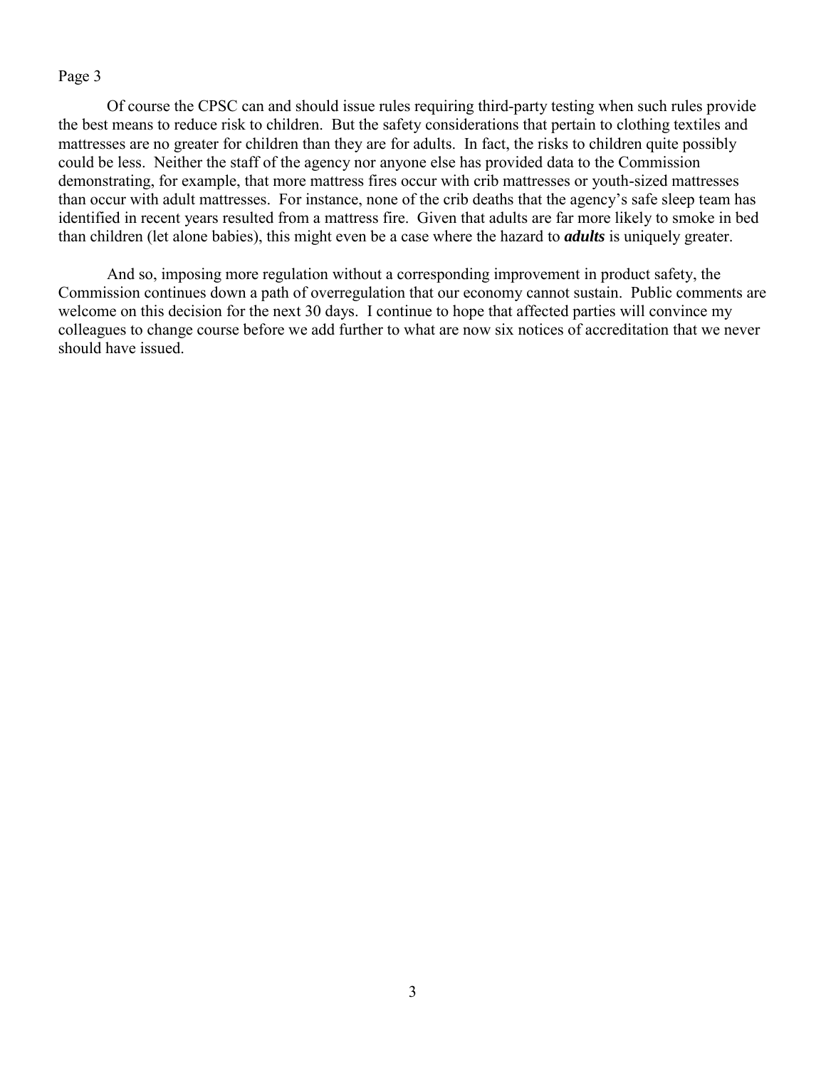Of course the CPSC can and should issue rules requiring third-party testing when such rules provide the best means to reduce risk to children. But the safety considerations that pertain to clothing textiles and mattresses are no greater for children than they are for adults. In fact, the risks to children quite possibly could be less. Neither the staff of the agency nor anyone else has provided data to the Commission demonstrating, for example, that more mattress fires occur with crib mattresses or youth-sized mattresses than occur with adult mattresses. For instance, none of the crib deaths that the agency's safe sleep team has identified in recent years resulted from a mattress fire. Given that adults are far more likely to smoke in bed than children (let alone babies), this might even be a case where the hazard to ***adults*** is uniquely greater.

And so, imposing more regulation without a corresponding improvement in product safety, the Commission continues down a path of overregulation that our economy cannot sustain. Public comments are welcome on this decision for the next 30 days. I continue to hope that affected parties will convince my colleagues to change course before we add further to what are now six notices of accreditation that we never should have issued.